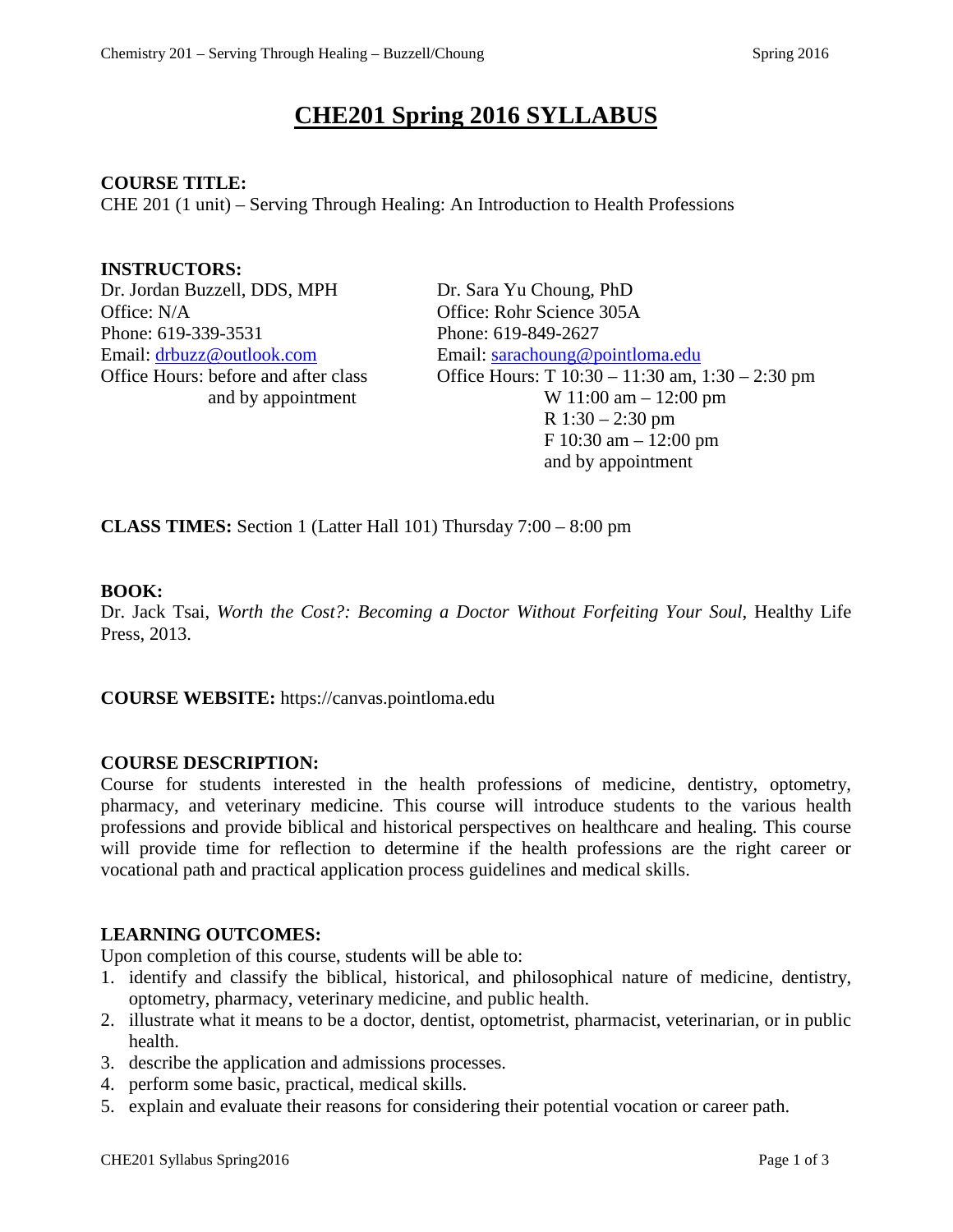# CHE201 Spring 2016 SYLLABUS

**COURSE TITLE:**
CHE 201 (1 unit) – Serving Through Healing: An Introduction to Health Professions

**INSTRUCTORS:**

Dr. Jordan Buzzell, DDS, MPH
Office: N/A
Phone: 619-339-3531
Email: drbuzz@outlook.com
Office Hours: before and after class and by appointment

Dr. Sara Yu Choung, PhD
Office: Rohr Science 305A
Phone: 619-849-2627
Email: sarachoung@pointloma.edu
Office Hours: T 10:30 – 11:30 am, 1:30 – 2:30 pm
W 11:00 am – 12:00 pm
R 1:30 – 2:30 pm
F 10:30 am – 12:00 pm
and by appointment

**CLASS TIMES:** Section 1 (Latter Hall 101) Thursday 7:00 – 8:00 pm

**BOOK:**
Dr. Jack Tsai, *Worth the Cost?: Becoming a Doctor Without Forfeiting Your Soul*, Healthy Life Press, 2013.

**COURSE WEBSITE:** https://canvas.pointloma.edu

**COURSE DESCRIPTION:**
Course for students interested in the health professions of medicine, dentistry, optometry, pharmacy, and veterinary medicine. This course will introduce students to the various health professions and provide biblical and historical perspectives on healthcare and healing. This course will provide time for reflection to determine if the health professions are the right career or vocational path and practical application process guidelines and medical skills.

**LEARNING OUTCOMES:**
Upon completion of this course, students will be able to:

1. identify and classify the biblical, historical, and philosophical nature of medicine, dentistry, optometry, pharmacy, veterinary medicine, and public health.
2. illustrate what it means to be a doctor, dentist, optometrist, pharmacist, veterinarian, or in public health.
3. describe the application and admissions processes.
4. perform some basic, practical, medical skills.
5. explain and evaluate their reasons for considering their potential vocation or career path.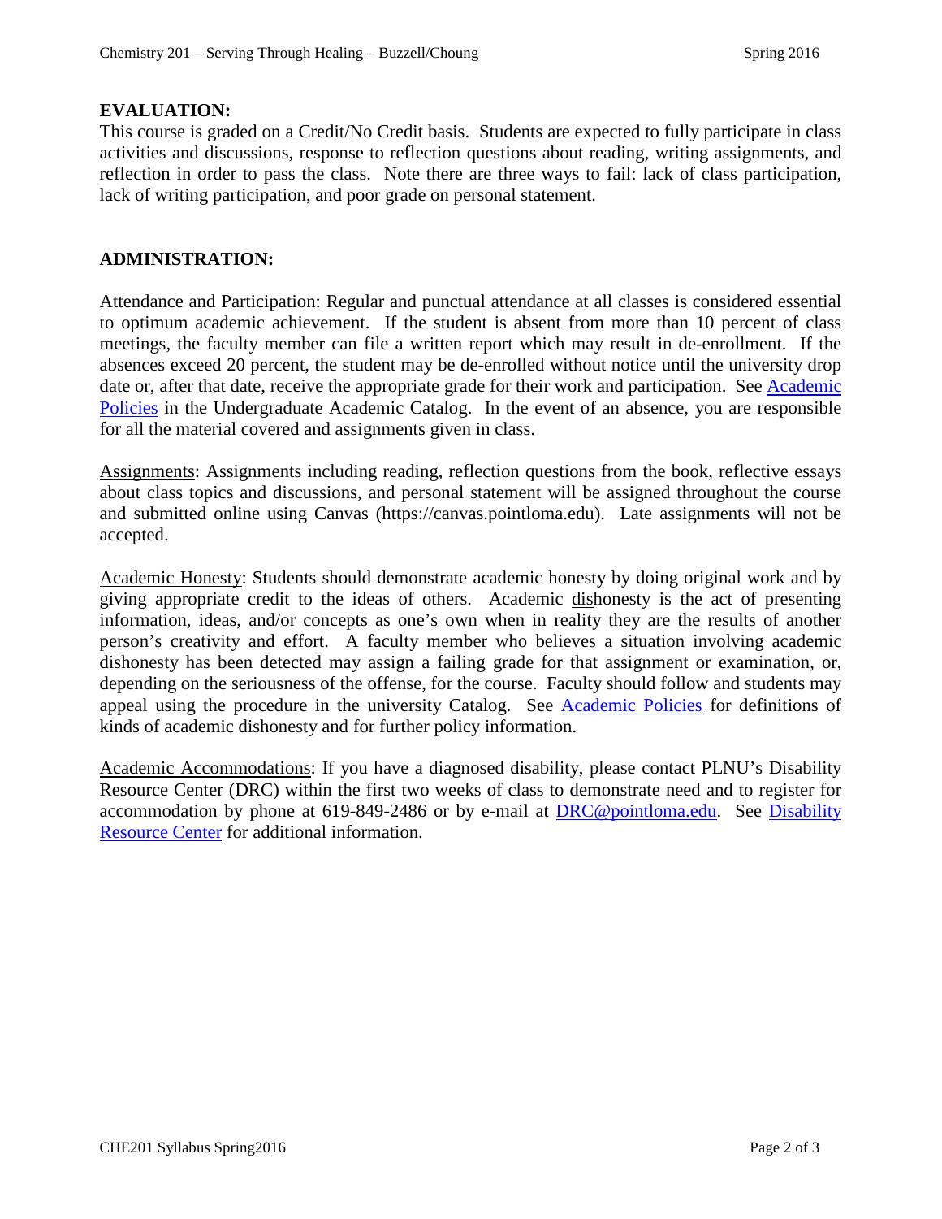## EVALUATION:

This course is graded on a Credit/No Credit basis. Students are expected to fully participate in class activities and discussions, response to reflection questions about reading, writing assignments, and reflection in order to pass the class. Note there are three ways to fail: lack of class participation, lack of writing participation, and poor grade on personal statement.

## ADMINISTRATION:

Attendance and Participation: Regular and punctual attendance at all classes is considered essential to optimum academic achievement. If the student is absent from more than 10 percent of class meetings, the faculty member can file a written report which may result in de-enrollment. If the absences exceed 20 percent, the student may be de-enrolled without notice until the university drop date or, after that date, receive the appropriate grade for their work and participation. See Academic Policies in the Undergraduate Academic Catalog. In the event of an absence, you are responsible for all the material covered and assignments given in class.

Assignments: Assignments including reading, reflection questions from the book, reflective essays about class topics and discussions, and personal statement will be assigned throughout the course and submitted online using Canvas (https://canvas.pointloma.edu). Late assignments will not be accepted.

Academic Honesty: Students should demonstrate academic honesty by doing original work and by giving appropriate credit to the ideas of others. Academic dishonesty is the act of presenting information, ideas, and/or concepts as one's own when in reality they are the results of another person's creativity and effort. A faculty member who believes a situation involving academic dishonesty has been detected may assign a failing grade for that assignment or examination, or, depending on the seriousness of the offense, for the course. Faculty should follow and students may appeal using the procedure in the university Catalog. See Academic Policies for definitions of kinds of academic dishonesty and for further policy information.

Academic Accommodations: If you have a diagnosed disability, please contact PLNU's Disability Resource Center (DRC) within the first two weeks of class to demonstrate need and to register for accommodation by phone at 619-849-2486 or by e-mail at DRC@pointloma.edu. See Disability Resource Center for additional information.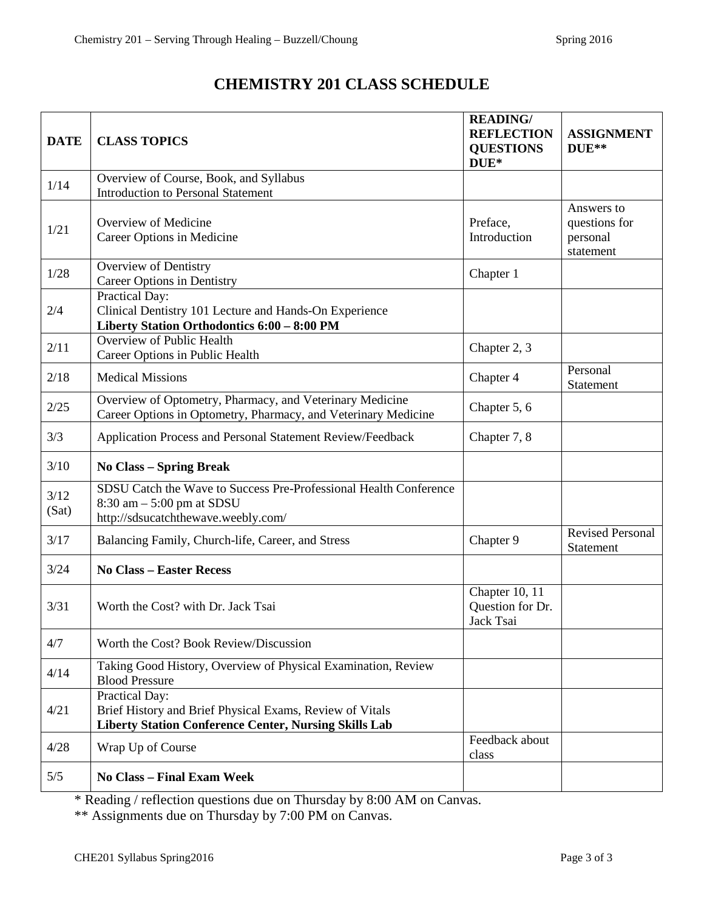# CHEMISTRY 201 CLASS SCHEDULE

| DATE | CLASS TOPICS | READING/ REFLECTION QUESTIONS DUE* | ASSIGNMENT DUE** |
|---|---|---|---|
| 1/14 | Overview of Course, Book, and Syllabus<br>Introduction to Personal Statement | | |
| 1/21 | Overview of Medicine<br>Career Options in Medicine | Preface, Introduction | Answers to questions for personal statement |
| 1/28 | Overview of Dentistry<br>Career Options in Dentistry | Chapter 1 | |
| 2/4 | Practical Day:<br>Clinical Dentistry 101 Lecture and Hands-On Experience<br>**Liberty Station Orthodontics 6:00 – 8:00 PM** | | |
| 2/11 | Overview of Public Health<br>Career Options in Public Health | Chapter 2, 3 | |
| 2/18 | Medical Missions | Chapter 4 | Personal Statement |
| 2/25 | Overview of Optometry, Pharmacy, and Veterinary Medicine<br>Career Options in Optometry, Pharmacy, and Veterinary Medicine | Chapter 5, 6 | |
| 3/3 | Application Process and Personal Statement Review/Feedback | Chapter 7, 8 | |
| 3/10 | **No Class – Spring Break** | | |
| 3/12 (Sat) | SDSU Catch the Wave to Success Pre-Professional Health Conference<br>8:30 am – 5:00 pm at SDSU<br>http://sdsucatchthewave.weebly.com/ | | |
| 3/17 | Balancing Family, Church-life, Career, and Stress | Chapter 9 | Revised Personal Statement |
| 3/24 | **No Class – Easter Recess** | | |
| 3/31 | Worth the Cost? with Dr. Jack Tsai | Chapter 10, 11<br>Question for Dr. Jack Tsai | |
| 4/7 | Worth the Cost? Book Review/Discussion | | |
| 4/14 | Taking Good History, Overview of Physical Examination, Review Blood Pressure | | |
| 4/21 | Practical Day:<br>Brief History and Brief Physical Exams, Review of Vitals<br>**Liberty Station Conference Center, Nursing Skills Lab** | | |
| 4/28 | Wrap Up of Course | Feedback about class | |
| 5/5 | **No Class – Final Exam Week** | | |

* Reading / reflection questions due on Thursday by 8:00 AM on Canvas.

** Assignments due on Thursday by 7:00 PM on Canvas.